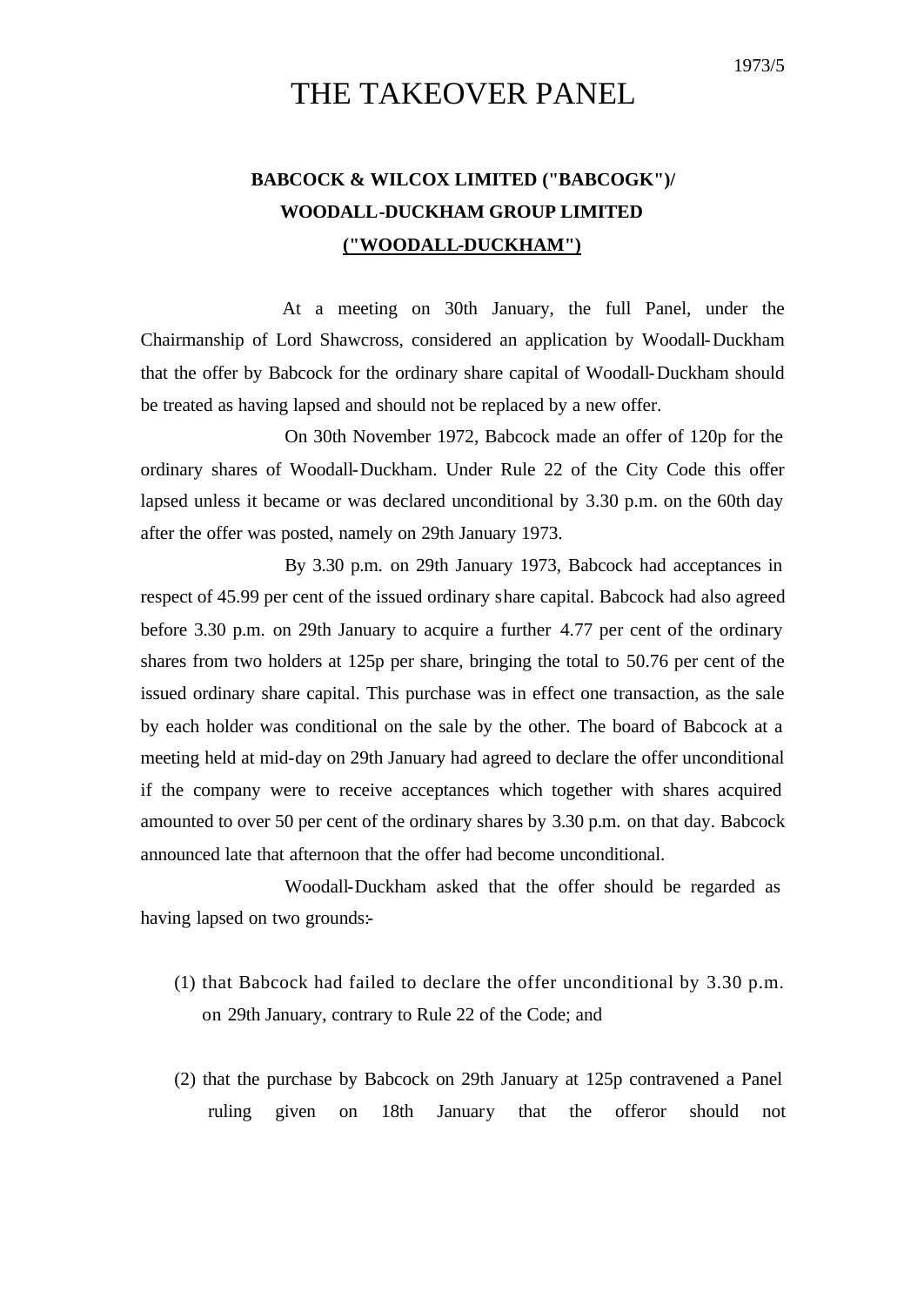1973/5

# THE TAKEOVER PANEL

## BABCOCK & WILCOX LIMITED ("BABCOGK")/ WOODALL-DUCKHAM GROUP LIMITED ("WOODALL-DUCKHAM")

At a meeting on 30th January, the full Panel, under the Chairmanship of Lord Shawcross, considered an application by Woodall-Duckham that the offer by Babcock for the ordinary share capital of Woodall-Duckham should be treated as having lapsed and should not be replaced by a new offer.

On 30th November 1972, Babcock made an offer of 120p for the ordinary shares of Woodall-Duckham. Under Rule 22 of the City Code this offer lapsed unless it became or was declared unconditional by 3.30 p.m. on the 60th day after the offer was posted, namely on 29th January 1973.

By 3.30 p.m. on 29th January 1973, Babcock had acceptances in respect of 45.99 per cent of the issued ordinary share capital. Babcock had also agreed before 3.30 p.m. on 29th January to acquire a further 4.77 per cent of the ordinary shares from two holders at 125p per share, bringing the total to 50.76 per cent of the issued ordinary share capital. This purchase was in effect one transaction, as the sale by each holder was conditional on the sale by the other. The board of Babcock at a meeting held at mid-day on 29th January had agreed to declare the offer unconditional if the company were to receive acceptances which together with shares acquired amounted to over 50 per cent of the ordinary shares by 3.30 p.m. on that day. Babcock announced late that afternoon that the offer had become unconditional.

Woodall-Duckham asked that the offer should be regarded as having lapsed on two grounds:-

(1) that Babcock had failed to declare the offer unconditional by 3.30 p.m. on 29th January, contrary to Rule 22 of the Code; and

(2) that the purchase by Babcock on 29th January at 125p contravened a Panel ruling given on 18th January that the offeror should not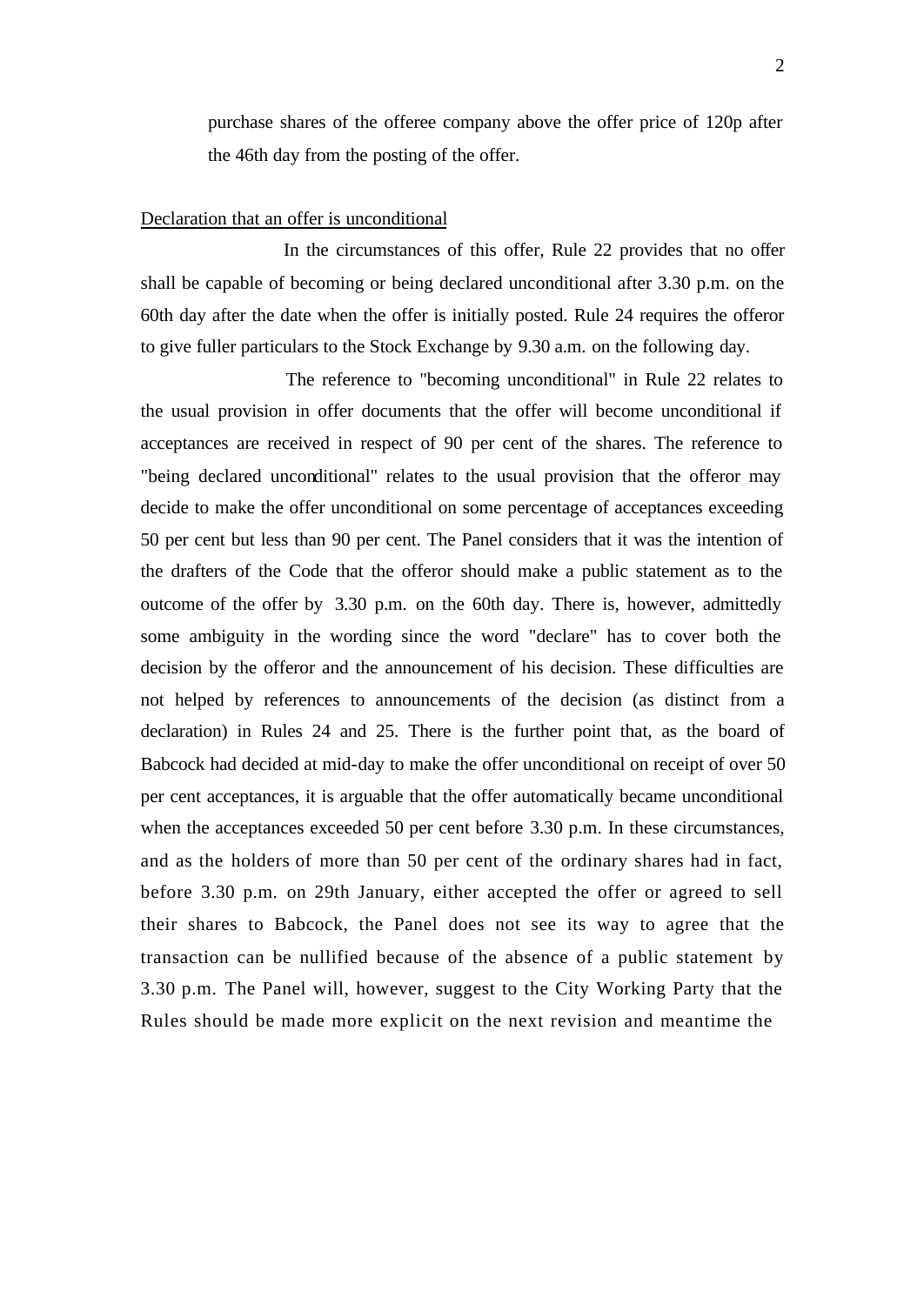purchase shares of the offeree company above the offer price of 120p after the 46th day from the posting of the offer.

Declaration that an offer is unconditional

In the circumstances of this offer, Rule 22 provides that no offer shall be capable of becoming or being declared unconditional after 3.30 p.m. on the 60th day after the date when the offer is initially posted. Rule 24 requires the offeror to give fuller particulars to the Stock Exchange by 9.30 a.m. on the following day.

The reference to "becoming unconditional" in Rule 22 relates to the usual provision in offer documents that the offer will become unconditional if acceptances are received in respect of 90 per cent of the shares. The reference to "being declared unconditional" relates to the usual provision that the offeror may decide to make the offer unconditional on some percentage of acceptances exceeding 50 per cent but less than 90 per cent. The Panel considers that it was the intention of the drafters of the Code that the offeror should make a public statement as to the outcome of the offer by 3.30 p.m. on the 60th day. There is, however, admittedly some ambiguity in the wording since the word "declare" has to cover both the decision by the offeror and the announcement of his decision. These difficulties are not helped by references to announcements of the decision (as distinct from a declaration) in Rules 24 and 25. There is the further point that, as the board of Babcock had decided at mid-day to make the offer unconditional on receipt of over 50 per cent acceptances, it is arguable that the offer automatically became unconditional when the acceptances exceeded 50 per cent before 3.30 p.m. In these circumstances, and as the holders of more than 50 per cent of the ordinary shares had in fact, before 3.30 p.m. on 29th January, either accepted the offer or agreed to sell their shares to Babcock, the Panel does not see its way to agree that the transaction can be nullified because of the absence of a public statement by 3.30 p.m. The Panel will, however, suggest to the City Working Party that the Rules should be made more explicit on the next revision and meantime the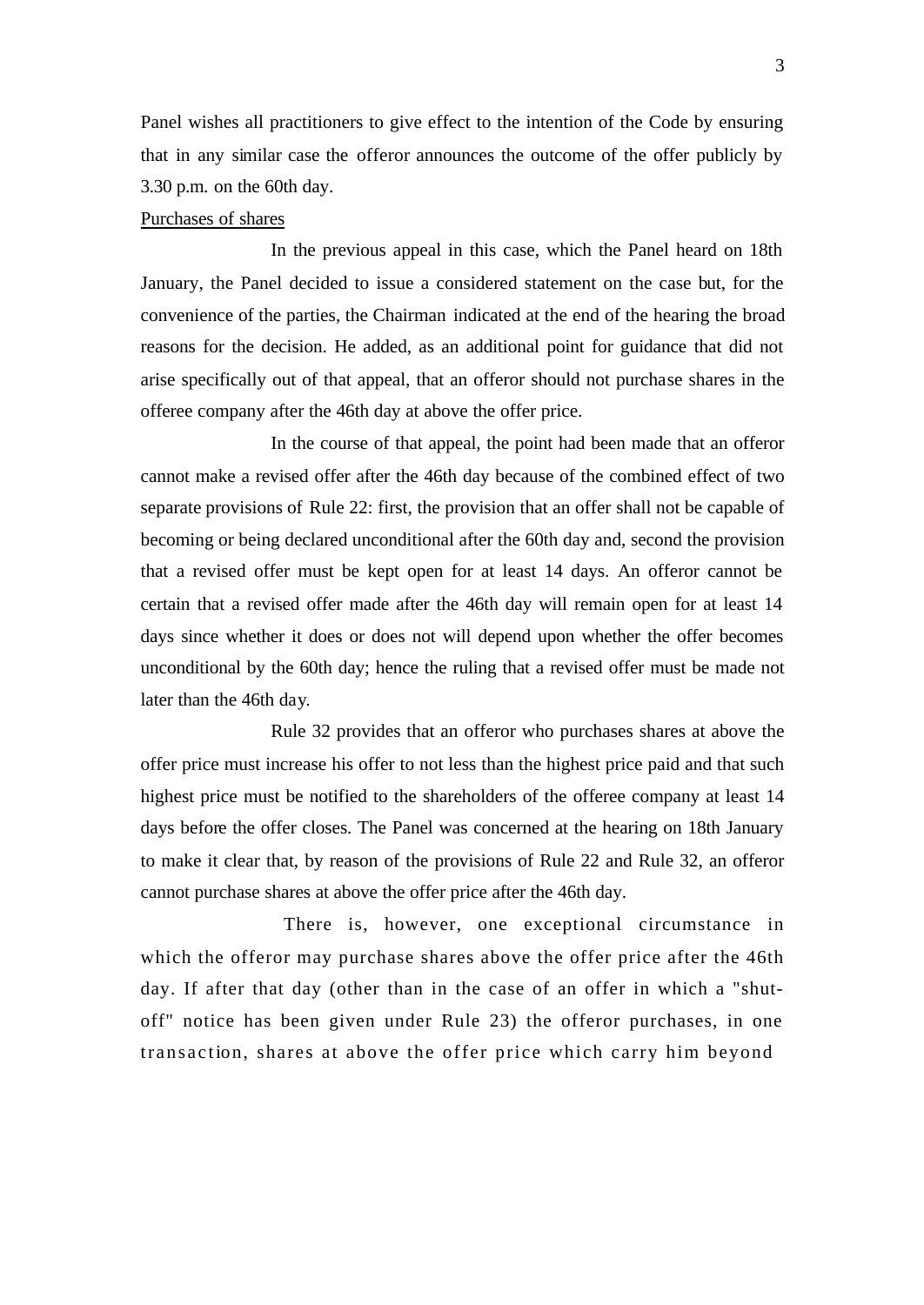Panel wishes all practitioners to give effect to the intention of the Code by ensuring that in any similar case the offeror announces the outcome of the offer publicly by 3.30 p.m. on the 60th day.

Purchases of shares

In the previous appeal in this case, which the Panel heard on 18th January, the Panel decided to issue a considered statement on the case but, for the convenience of the parties, the Chairman indicated at the end of the hearing the broad reasons for the decision. He added, as an additional point for guidance that did not arise specifically out of that appeal, that an offeror should not purchase shares in the offeree company after the 46th day at above the offer price.

In the course of that appeal, the point had been made that an offeror cannot make a revised offer after the 46th day because of the combined effect of two separate provisions of Rule 22: first, the provision that an offer shall not be capable of becoming or being declared unconditional after the 60th day and, second the provision that a revised offer must be kept open for at least 14 days. An offeror cannot be certain that a revised offer made after the 46th day will remain open for at least 14 days since whether it does or does not will depend upon whether the offer becomes unconditional by the 60th day; hence the ruling that a revised offer must be made not later than the 46th day.

Rule 32 provides that an offeror who purchases shares at above the offer price must increase his offer to not less than the highest price paid and that such highest price must be notified to the shareholders of the offeree company at least 14 days before the offer closes. The Panel was concerned at the hearing on 18th January to make it clear that, by reason of the provisions of Rule 22 and Rule 32, an offeror cannot purchase shares at above the offer price after the 46th day.

There is, however, one exceptional circumstance in which the offeror may purchase shares above the offer price after the 46th day. If after that day (other than in the case of an offer in which a "shut-off" notice has been given under Rule 23) the offeror purchases, in one transaction, shares at above the offer price which carry him beyond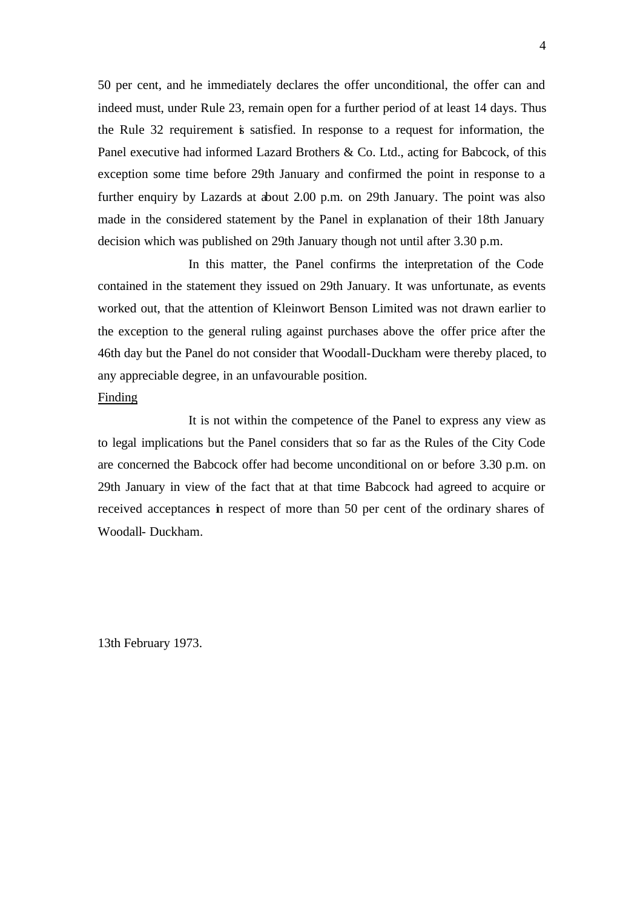50 per cent, and he immediately declares the offer unconditional, the offer can and indeed must, under Rule 23, remain open for a further period of at least 14 days. Thus the Rule 32 requirement is satisfied. In response to a request for information, the Panel executive had informed Lazard Brothers & Co. Ltd., acting for Babcock, of this exception some time before 29th January and confirmed the point in response to a further enquiry by Lazards at about 2.00 p.m. on 29th January. The point was also made in the considered statement by the Panel in explanation of their 18th January decision which was published on 29th January though not until after 3.30 p.m.

In this matter, the Panel confirms the interpretation of the Code contained in the statement they issued on 29th January. It was unfortunate, as events worked out, that the attention of Kleinwort Benson Limited was not drawn earlier to the exception to the general ruling against purchases above the offer price after the 46th day but the Panel do not consider that Woodall-Duckham were thereby placed, to any appreciable degree, in an unfavourable position.

<u>Finding</u>

It is not within the competence of the Panel to express any view as to legal implications but the Panel considers that so far as the Rules of the City Code are concerned the Babcock offer had become unconditional on or before 3.30 p.m. on 29th January in view of the fact that at that time Babcock had agreed to acquire or received acceptances in respect of more than 50 per cent of the ordinary shares of Woodall- Duckham.

13th February 1973.